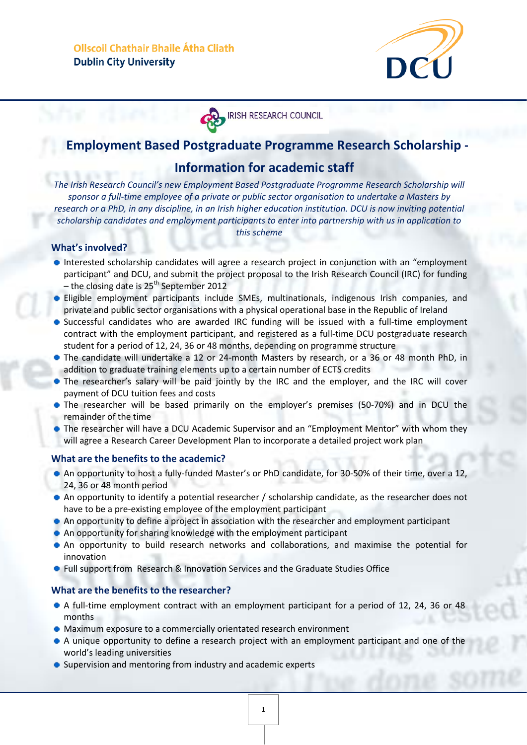Ollscoil Chathair Bhaile Átha Cliath
**Dublin City University**

IRISH RESEARCH COUNCIL

# Employment Based Postgraduate Programme Research Scholarship - Information for academic staff

*The Irish Research Council's new Employment Based Postgraduate Programme Research Scholarship will sponsor a full-time employee of a private or public sector organisation to undertake a Masters by research or a PhD, in any discipline, in an Irish higher education institution. DCU is now inviting potential scholarship candidates and employment participants to enter into partnership with us in application to this scheme*

## What's involved?

- Interested scholarship candidates will agree a research project in conjunction with an "employment participant" and DCU, and submit the project proposal to the Irish Research Council (IRC) for funding – the closing date is 25th September 2012
- Eligible employment participants include SMEs, multinationals, indigenous Irish companies, and private and public sector organisations with a physical operational base in the Republic of Ireland
- Successful candidates who are awarded IRC funding will be issued with a full-time employment contract with the employment participant, and registered as a full-time DCU postgraduate research student for a period of 12, 24, 36 or 48 months, depending on programme structure
- The candidate will undertake a 12 or 24-month Masters by research, or a 36 or 48 month PhD, in addition to graduate training elements up to a certain number of ECTS credits
- The researcher's salary will be paid jointly by the IRC and the employer, and the IRC will cover payment of DCU tuition fees and costs
- The researcher will be based primarily on the employer's premises (50-70%) and in DCU the remainder of the time
- The researcher will have a DCU Academic Supervisor and an "Employment Mentor" with whom they will agree a Research Career Development Plan to incorporate a detailed project work plan

## What are the benefits to the academic?

- An opportunity to host a fully-funded Master's or PhD candidate, for 30-50% of their time, over a 12, 24, 36 or 48 month period
- An opportunity to identify a potential researcher / scholarship candidate, as the researcher does not have to be a pre-existing employee of the employment participant
- An opportunity to define a project in association with the researcher and employment participant
- An opportunity for sharing knowledge with the employment participant
- An opportunity to build research networks and collaborations, and maximise the potential for innovation
- Full support from Research & Innovation Services and the Graduate Studies Office

## What are the benefits to the researcher?

- A full-time employment contract with an employment participant for a period of 12, 24, 36 or 48 months
- Maximum exposure to a commercially orientated research environment
- A unique opportunity to define a research project with an employment participant and one of the world's leading universities
- Supervision and mentoring from industry and academic experts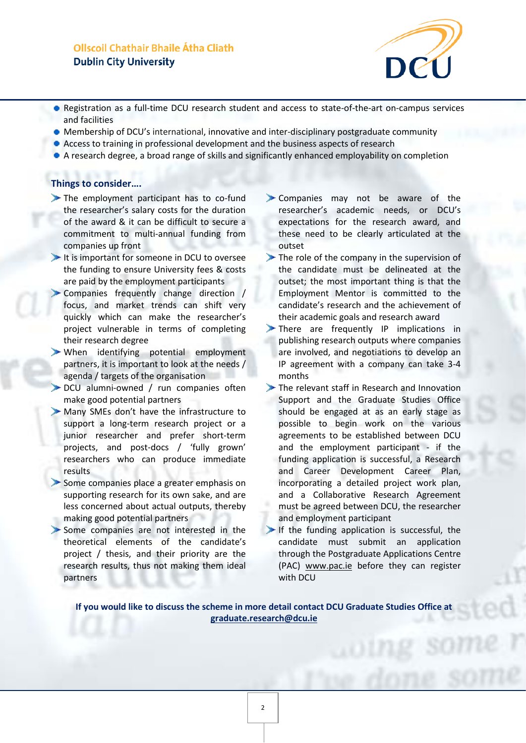- Registration as a full-time DCU research student and access to state-of-the-art on-campus services and facilities
- Membership of DCU's international, innovative and inter-disciplinary postgraduate community
- Access to training in professional development and the business aspects of research
- A research degree, a broad range of skills and significantly enhanced employability on completion

## Things to consider….

- The employment participant has to co-fund the researcher's salary costs for the duration of the award & it can be difficult to secure a commitment to multi-annual funding from companies up front
- It is important for someone in DCU to oversee the funding to ensure University fees & costs are paid by the employment participants
- Companies frequently change direction / focus, and market trends can shift very quickly which can make the researcher's project vulnerable in terms of completing their research degree
- When identifying potential employment partners, it is important to look at the needs / agenda / targets of the organisation
- DCU alumni-owned / run companies often make good potential partners
- Many SMEs don't have the infrastructure to support a long-term research project or a junior researcher and prefer short-term projects, and post-docs / 'fully grown' researchers who can produce immediate results
- Some companies place a greater emphasis on supporting research for its own sake, and are less concerned about actual outputs, thereby making good potential partners
- Some companies are not interested in the theoretical elements of the candidate's project / thesis, and their priority are the research results, thus not making them ideal partners
- Companies may not be aware of the researcher's academic needs, or DCU's expectations for the research award, and these need to be clearly articulated at the outset
- The role of the company in the supervision of the candidate must be delineated at the outset; the most important thing is that the Employment Mentor is committed to the candidate's research and the achievement of their academic goals and research award
- There are frequently IP implications in publishing research outputs where companies are involved, and negotiations to develop an IP agreement with a company can take 3-4 months
- The relevant staff in Research and Innovation Support and the Graduate Studies Office should be engaged at as an early stage as possible to begin work on the various agreements to be established between DCU and the employment participant - if the funding application is successful, a Research and Career Development Career Plan, incorporating a detailed project work plan, and a Collaborative Research Agreement must be agreed between DCU, the researcher and employment participant
- If the funding application is successful, the candidate must submit an application through the Postgraduate Applications Centre (PAC) www.pac.ie before they can register with DCU

**If you would like to discuss the scheme in more detail contact DCU Graduate Studies Office at graduate.research@dcu.ie**